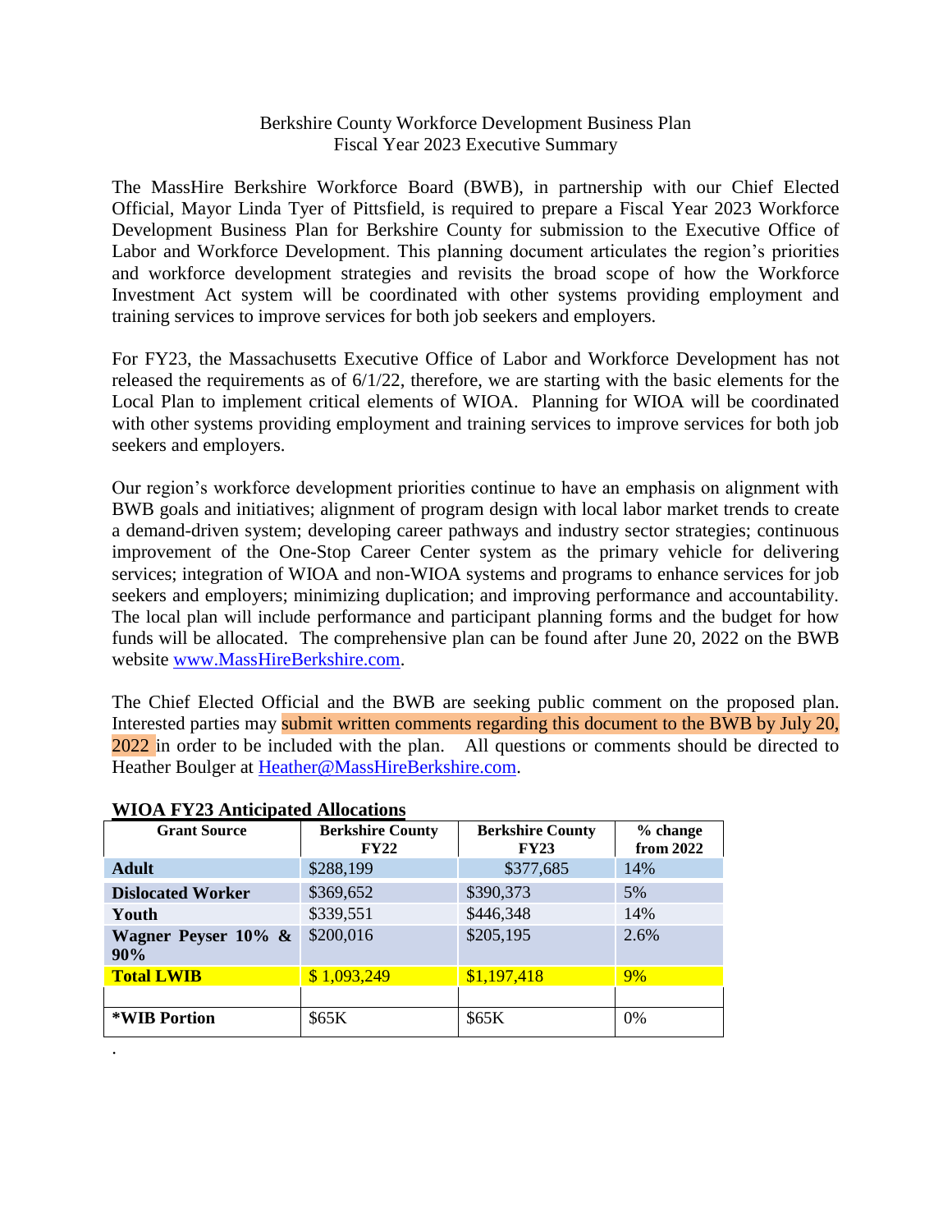Berkshire County Workforce Development Business Plan
Fiscal Year 2023 Executive Summary

The MassHire Berkshire Workforce Board (BWB), in partnership with our Chief Elected Official, Mayor Linda Tyer of Pittsfield, is required to prepare a Fiscal Year 2023 Workforce Development Business Plan for Berkshire County for submission to the Executive Office of Labor and Workforce Development. This planning document articulates the region's priorities and workforce development strategies and revisits the broad scope of how the Workforce Investment Act system will be coordinated with other systems providing employment and training services to improve services for both job seekers and employers.

For FY23, the Massachusetts Executive Office of Labor and Workforce Development has not released the requirements as of 6/1/22, therefore, we are starting with the basic elements for the Local Plan to implement critical elements of WIOA. Planning for WIOA will be coordinated with other systems providing employment and training services to improve services for both job seekers and employers.

Our region's workforce development priorities continue to have an emphasis on alignment with BWB goals and initiatives; alignment of program design with local labor market trends to create a demand-driven system; developing career pathways and industry sector strategies; continuous improvement of the One-Stop Career Center system as the primary vehicle for delivering services; integration of WIOA and non-WIOA systems and programs to enhance services for job seekers and employers; minimizing duplication; and improving performance and accountability. The local plan will include performance and participant planning forms and the budget for how funds will be allocated. The comprehensive plan can be found after June 20, 2022 on the BWB website [www.MassHireBerkshire.com](http://www.MassHireBerkshire.com).

The Chief Elected Official and the BWB are seeking public comment on the proposed plan. Interested parties may submit written comments regarding this document to the BWB by July 20, 2022 in order to be included with the plan. All questions or comments should be directed to Heather Boulger at [Heather@MassHireBerkshire.com](mailto:Heather@MassHireBerkshire.com).

**WIOA FY23 Anticipated Allocations**

| Grant Source | Berkshire County FY22 | Berkshire County FY23 | % change from 2022 |
|---|---|---|---|
| **Adult** | $288,199 | $377,685 | 14% |
| **Dislocated Worker** | $369,652 | $390,373 | 5% |
| **Youth** | $339,551 | $446,348 | 14% |
| **Wagner Peyser 10% & 90%** | $200,016 | $205,195 | 2.6% |
| **Total LWIB** | $ 1,093,249 | $1,197,418 | 9% |
| | | | |
| ***WIB Portion** | $65K | $65K | 0% |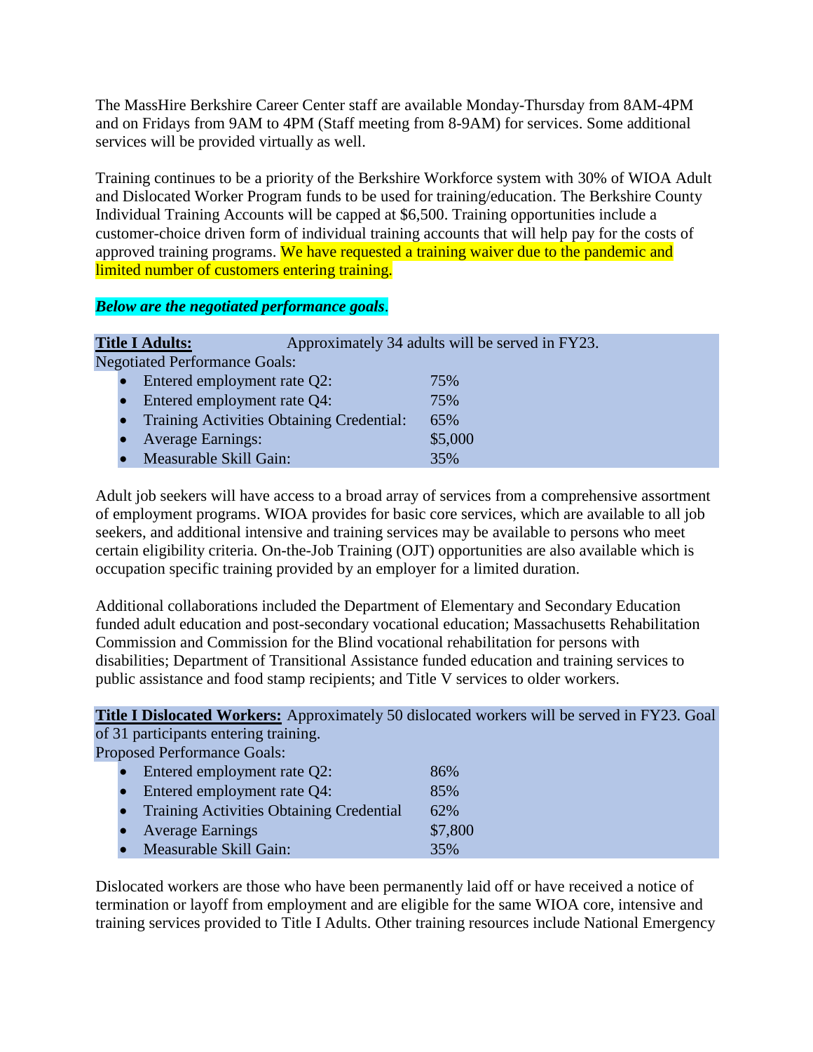The MassHire Berkshire Career Center staff are available Monday-Thursday from 8AM-4PM and on Fridays from 9AM to 4PM (Staff meeting from 8-9AM) for services. Some additional services will be provided virtually as well.

Training continues to be a priority of the Berkshire Workforce system with 30% of WIOA Adult and Dislocated Worker Program funds to be used for training/education. The Berkshire County Individual Training Accounts will be capped at $6,500. Training opportunities include a customer-choice driven form of individual training accounts that will help pay for the costs of approved training programs. We have requested a training waiver due to the pandemic and limited number of customers entering training.

***Below are the negotiated performance goals*.**

**Title I Adults:** Approximately 34 adults will be served in FY23.

Negotiated Performance Goals:

- Entered employment rate Q2: 75%
- Entered employment rate Q4: 75%
- Training Activities Obtaining Credential: 65%
- Average Earnings: $5,000
- Measurable Skill Gain: 35%

Adult job seekers will have access to a broad array of services from a comprehensive assortment of employment programs. WIOA provides for basic core services, which are available to all job seekers, and additional intensive and training services may be available to persons who meet certain eligibility criteria. On-the-Job Training (OJT) opportunities are also available which is occupation specific training provided by an employer for a limited duration.

Additional collaborations included the Department of Elementary and Secondary Education funded adult education and post-secondary vocational education; Massachusetts Rehabilitation Commission and Commission for the Blind vocational rehabilitation for persons with disabilities; Department of Transitional Assistance funded education and training services to public assistance and food stamp recipients; and Title V services to older workers.

**Title I Dislocated Workers:** Approximately 50 dislocated workers will be served in FY23. Goal of 31 participants entering training.

Proposed Performance Goals:

- Entered employment rate Q2: 86%
- Entered employment rate Q4: 85%
- Training Activities Obtaining Credential 62%
- Average Earnings $7,800
- Measurable Skill Gain: 35%

Dislocated workers are those who have been permanently laid off or have received a notice of termination or layoff from employment and are eligible for the same WIOA core, intensive and training services provided to Title I Adults. Other training resources include National Emergency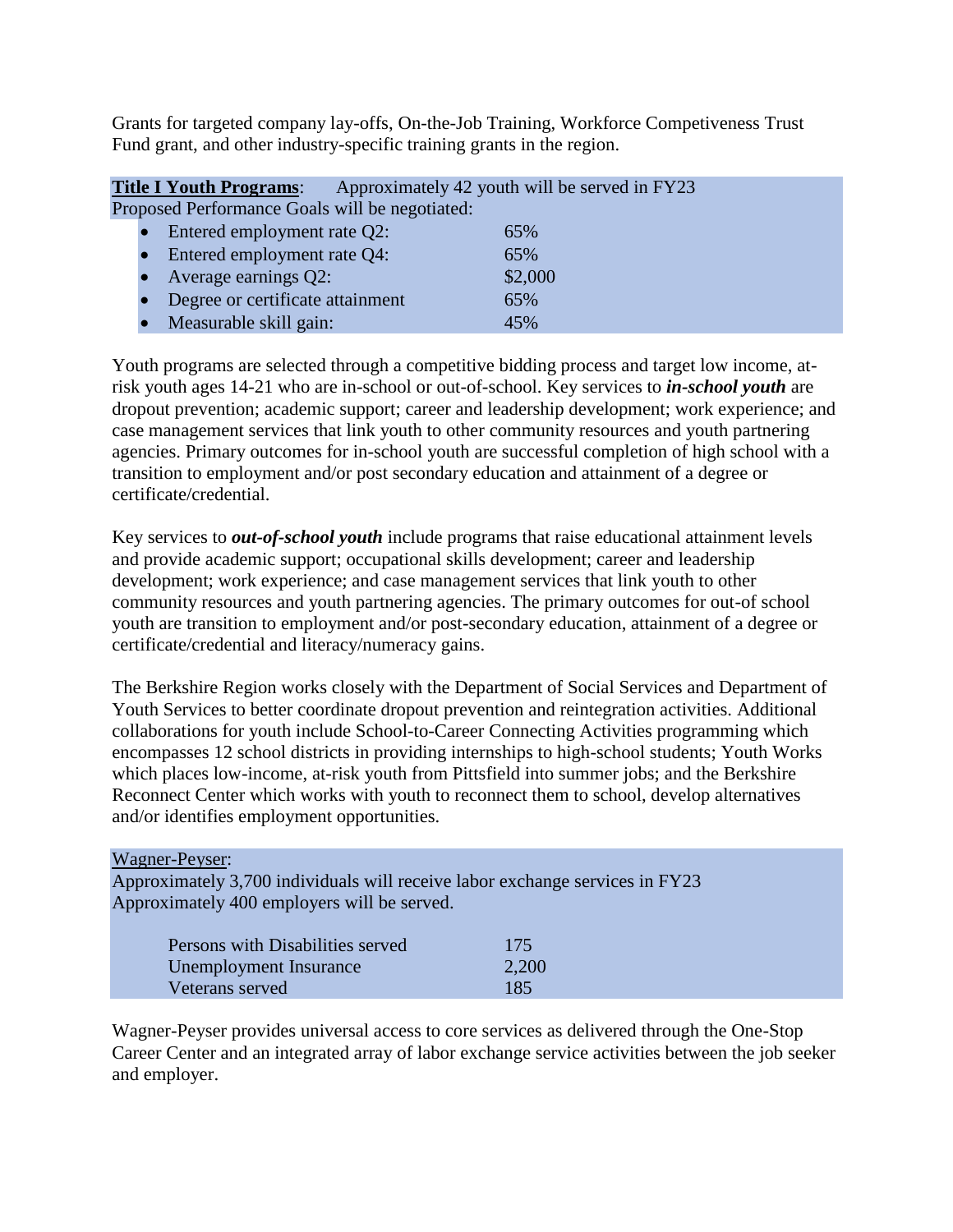Grants for targeted company lay-offs, On-the-Job Training, Workforce Competiveness Trust Fund grant, and other industry-specific training grants in the region.

**Title I Youth Programs**: Approximately 42 youth will be served in FY23
Proposed Performance Goals will be negotiated:

- Entered employment rate Q2: 65%
- Entered employment rate Q4: 65%
- Average earnings Q2: $2,000
- Degree or certificate attainment 65%
- Measurable skill gain: 45%

Youth programs are selected through a competitive bidding process and target low income, at-risk youth ages 14-21 who are in-school or out-of-school. Key services to ***in-school youth*** are dropout prevention; academic support; career and leadership development; work experience; and case management services that link youth to other community resources and youth partnering agencies. Primary outcomes for in-school youth are successful completion of high school with a transition to employment and/or post secondary education and attainment of a degree or certificate/credential.

Key services to ***out-of-school youth*** include programs that raise educational attainment levels and provide academic support; occupational skills development; career and leadership development; work experience; and case management services that link youth to other community resources and youth partnering agencies. The primary outcomes for out-of school youth are transition to employment and/or post-secondary education, attainment of a degree or certificate/credential and literacy/numeracy gains.

The Berkshire Region works closely with the Department of Social Services and Department of Youth Services to better coordinate dropout prevention and reintegration activities. Additional collaborations for youth include School-to-Career Connecting Activities programming which encompasses 12 school districts in providing internships to high-school students; Youth Works which places low-income, at-risk youth from Pittsfield into summer jobs; and the Berkshire Reconnect Center which works with youth to reconnect them to school, develop alternatives and/or identifies employment opportunities.

Wagner-Peyser:
Approximately 3,700 individuals will receive labor exchange services in FY23
Approximately 400 employers will be served.

| | |
|---|---|
| Persons with Disabilities served | 175 |
| Unemployment Insurance | 2,200 |
| Veterans served | 185 |

Wagner-Peyser provides universal access to core services as delivered through the One-Stop Career Center and an integrated array of labor exchange service activities between the job seeker and employer.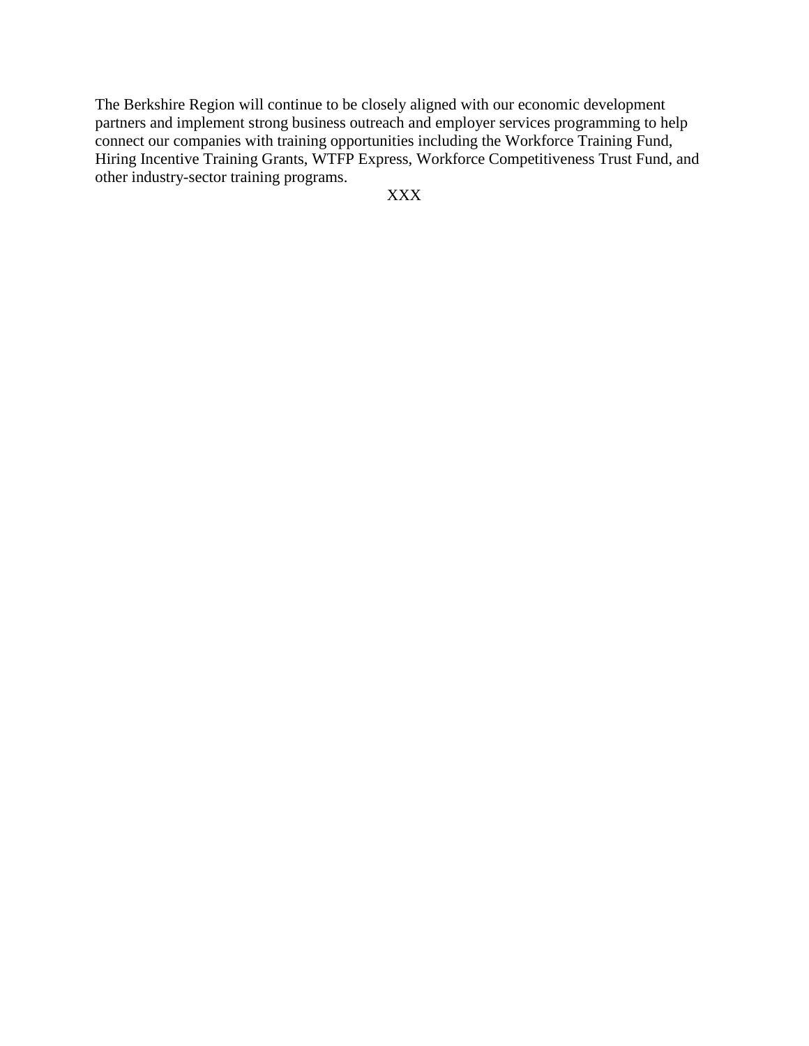The Berkshire Region will continue to be closely aligned with our economic development partners and implement strong business outreach and employer services programming to help connect our companies with training opportunities including the Workforce Training Fund, Hiring Incentive Training Grants, WTFP Express, Workforce Competitiveness Trust Fund, and other industry-sector training programs.

XXX